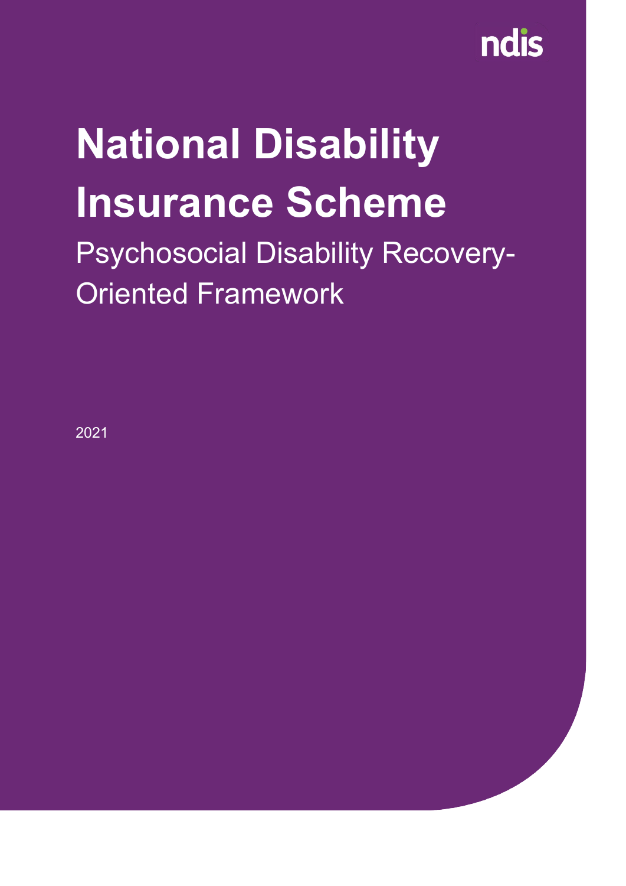ndis

# National Disability Insurance Scheme

## Psychosocial Disability Recovery-Oriented Framework

2021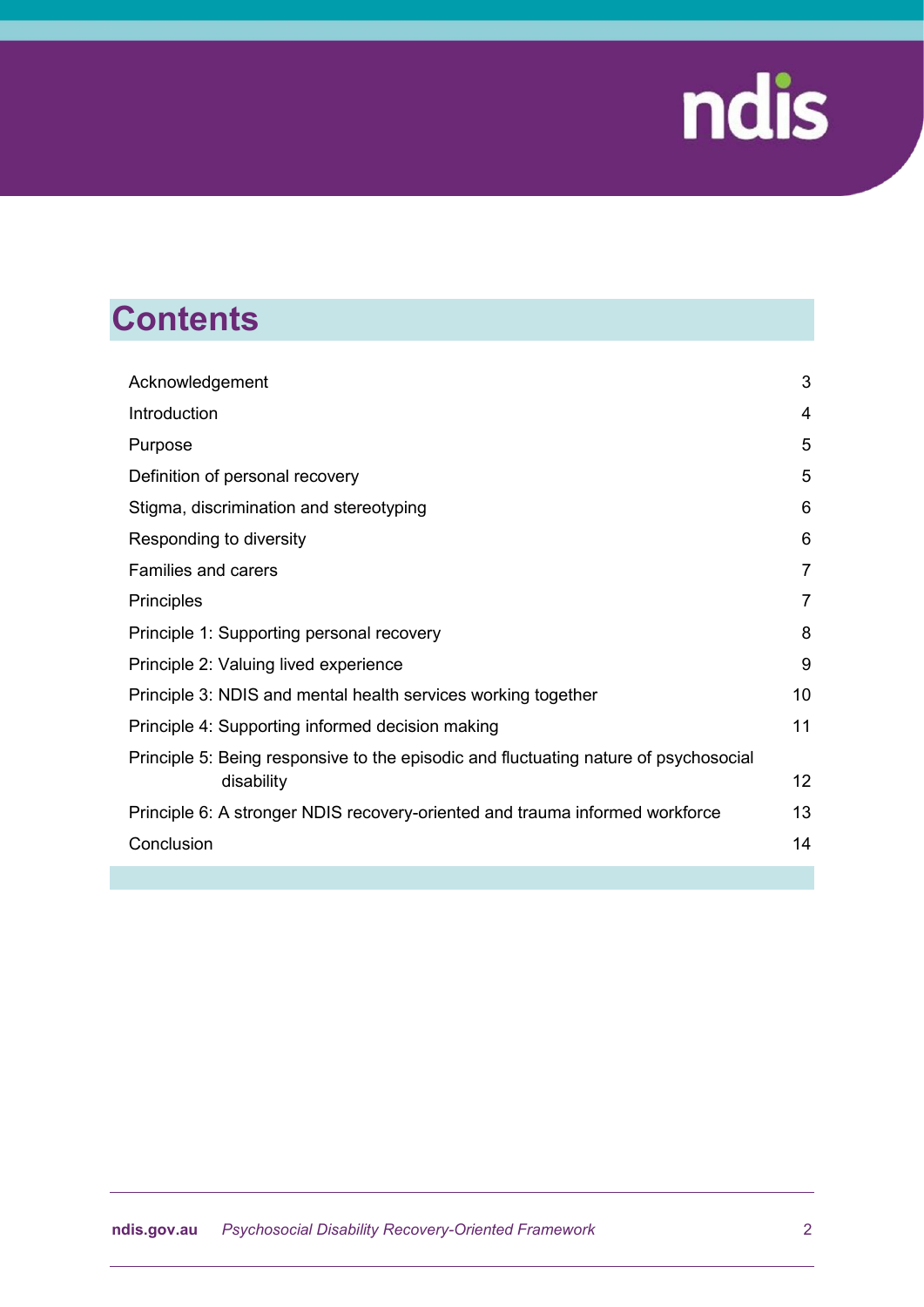# Contents

| | |
|---|---|
| Acknowledgement | 3 |
| Introduction | 4 |
| Purpose | 5 |
| Definition of personal recovery | 5 |
| Stigma, discrimination and stereotyping | 6 |
| Responding to diversity | 6 |
| Families and carers | 7 |
| Principles | 7 |
| Principle 1: Supporting personal recovery | 8 |
| Principle 2: Valuing lived experience | 9 |
| Principle 3: NDIS and mental health services working together | 10 |
| Principle 4: Supporting informed decision making | 11 |
| Principle 5: Being responsive to the episodic and fluctuating nature of psychosocial disability | 12 |
| Principle 6: A stronger NDIS recovery-oriented and trauma informed workforce | 13 |
| Conclusion | 14 |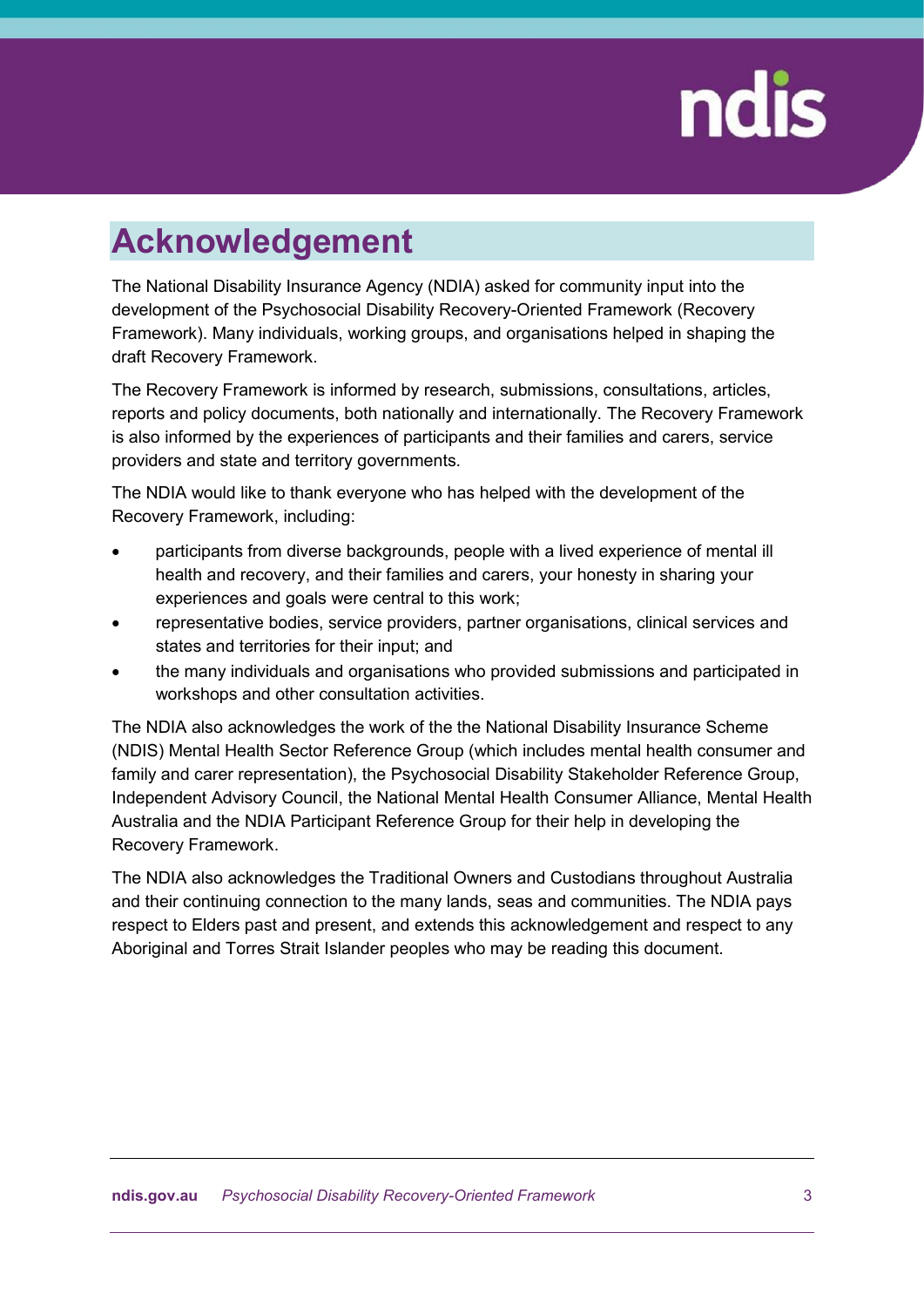# Acknowledgement

The National Disability Insurance Agency (NDIA) asked for community input into the development of the Psychosocial Disability Recovery-Oriented Framework (Recovery Framework). Many individuals, working groups, and organisations helped in shaping the draft Recovery Framework.

The Recovery Framework is informed by research, submissions, consultations, articles, reports and policy documents, both nationally and internationally. The Recovery Framework is also informed by the experiences of participants and their families and carers, service providers and state and territory governments.

The NDIA would like to thank everyone who has helped with the development of the Recovery Framework, including:

- participants from diverse backgrounds, people with a lived experience of mental ill health and recovery, and their families and carers, your honesty in sharing your experiences and goals were central to this work;
- representative bodies, service providers, partner organisations, clinical services and states and territories for their input; and
- the many individuals and organisations who provided submissions and participated in workshops and other consultation activities.

The NDIA also acknowledges the work of the the National Disability Insurance Scheme (NDIS) Mental Health Sector Reference Group (which includes mental health consumer and family and carer representation), the Psychosocial Disability Stakeholder Reference Group, Independent Advisory Council, the National Mental Health Consumer Alliance, Mental Health Australia and the NDIA Participant Reference Group for their help in developing the Recovery Framework.

The NDIA also acknowledges the Traditional Owners and Custodians throughout Australia and their continuing connection to the many lands, seas and communities. The NDIA pays respect to Elders past and present, and extends this acknowledgement and respect to any Aboriginal and Torres Strait Islander peoples who may be reading this document.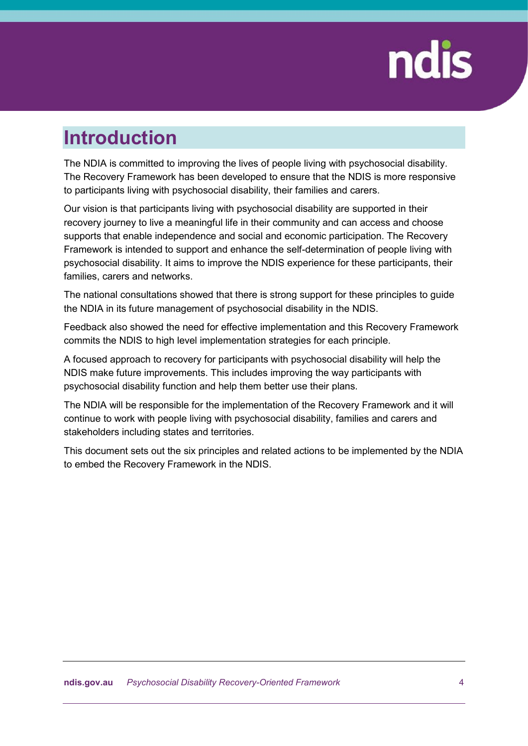# Introduction

The NDIA is committed to improving the lives of people living with psychosocial disability. The Recovery Framework has been developed to ensure that the NDIS is more responsive to participants living with psychosocial disability, their families and carers.

Our vision is that participants living with psychosocial disability are supported in their recovery journey to live a meaningful life in their community and can access and choose supports that enable independence and social and economic participation. The Recovery Framework is intended to support and enhance the self-determination of people living with psychosocial disability. It aims to improve the NDIS experience for these participants, their families, carers and networks.

The national consultations showed that there is strong support for these principles to guide the NDIA in its future management of psychosocial disability in the NDIS.

Feedback also showed the need for effective implementation and this Recovery Framework commits the NDIS to high level implementation strategies for each principle.

A focused approach to recovery for participants with psychosocial disability will help the NDIS make future improvements. This includes improving the way participants with psychosocial disability function and help them better use their plans.

The NDIA will be responsible for the implementation of the Recovery Framework and it will continue to work with people living with psychosocial disability, families and carers and stakeholders including states and territories.

This document sets out the six principles and related actions to be implemented by the NDIA to embed the Recovery Framework in the NDIS.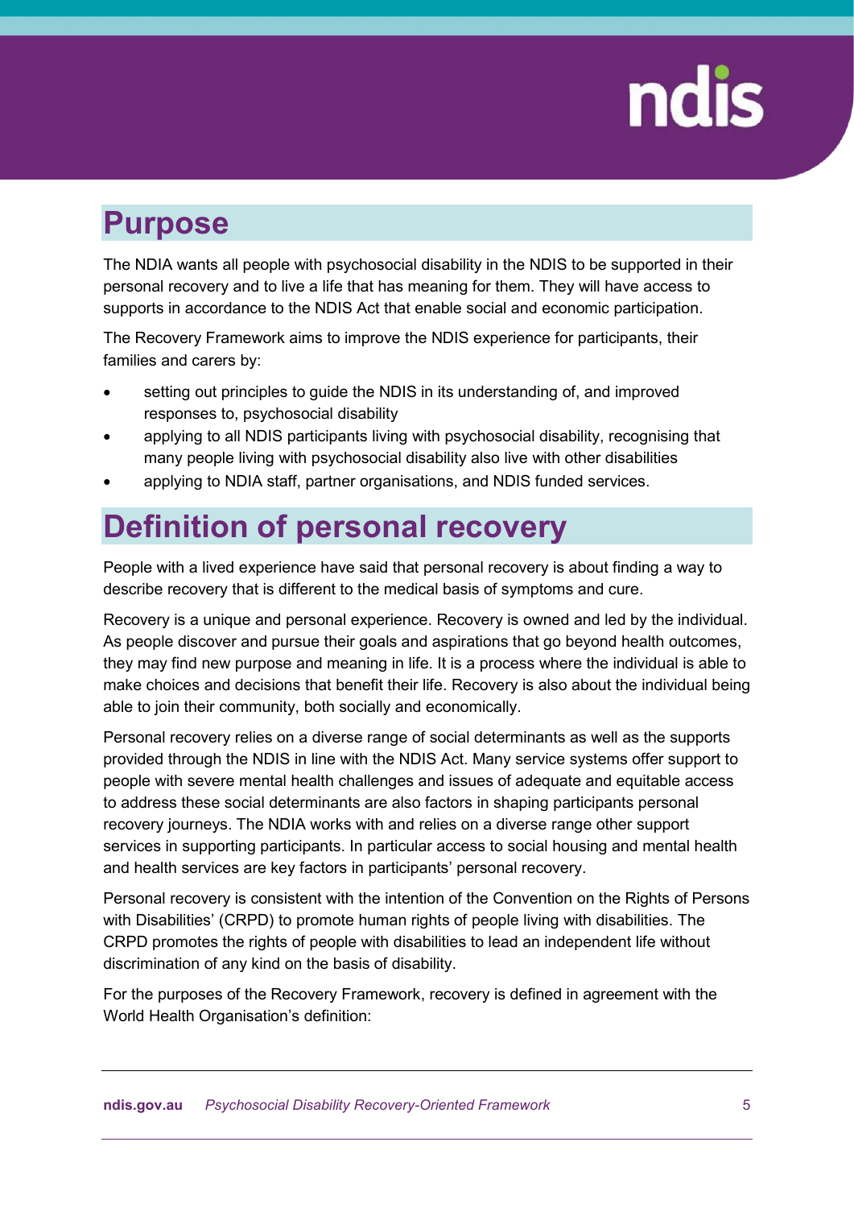# Purpose

The NDIA wants all people with psychosocial disability in the NDIS to be supported in their personal recovery and to live a life that has meaning for them. They will have access to supports in accordance to the NDIS Act that enable social and economic participation.

The Recovery Framework aims to improve the NDIS experience for participants, their families and carers by:

- setting out principles to guide the NDIS in its understanding of, and improved responses to, psychosocial disability
- applying to all NDIS participants living with psychosocial disability, recognising that many people living with psychosocial disability also live with other disabilities
- applying to NDIA staff, partner organisations, and NDIS funded services.

# Definition of personal recovery

People with a lived experience have said that personal recovery is about finding a way to describe recovery that is different to the medical basis of symptoms and cure.

Recovery is a unique and personal experience. Recovery is owned and led by the individual. As people discover and pursue their goals and aspirations that go beyond health outcomes, they may find new purpose and meaning in life. It is a process where the individual is able to make choices and decisions that benefit their life. Recovery is also about the individual being able to join their community, both socially and economically.

Personal recovery relies on a diverse range of social determinants as well as the supports provided through the NDIS in line with the NDIS Act. Many service systems offer support to people with severe mental health challenges and issues of adequate and equitable access to address these social determinants are also factors in shaping participants personal recovery journeys. The NDIA works with and relies on a diverse range other support services in supporting participants. In particular access to social housing and mental health and health services are key factors in participants' personal recovery.

Personal recovery is consistent with the intention of the Convention on the Rights of Persons with Disabilities' (CRPD) to promote human rights of people living with disabilities. The CRPD promotes the rights of people with disabilities to lead an independent life without discrimination of any kind on the basis of disability.

For the purposes of the Recovery Framework, recovery is defined in agreement with the World Health Organisation's definition: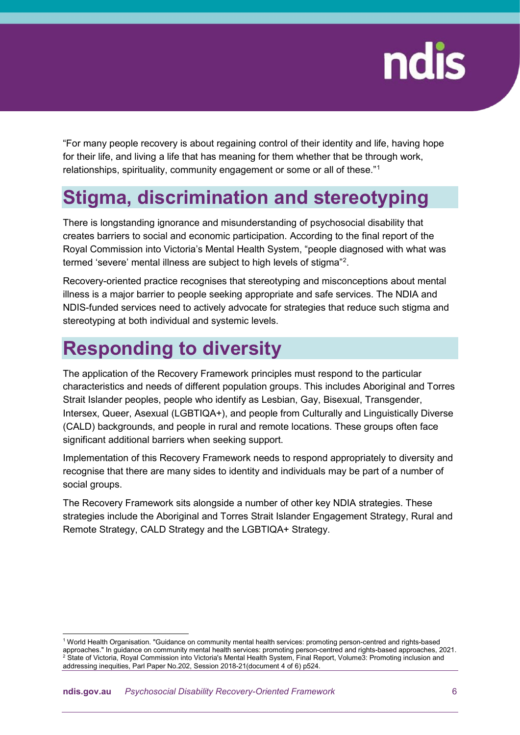"For many people recovery is about regaining control of their identity and life, having hope for their life, and living a life that has meaning for them whether that be through work, relationships, spirituality, community engagement or some or all of these."[1]

# Stigma, discrimination and stereotyping

There is longstanding ignorance and misunderstanding of psychosocial disability that creates barriers to social and economic participation. According to the final report of the Royal Commission into Victoria's Mental Health System, "people diagnosed with what was termed 'severe' mental illness are subject to high levels of stigma"[2].

Recovery-oriented practice recognises that stereotyping and misconceptions about mental illness is a major barrier to people seeking appropriate and safe services. The NDIA and NDIS-funded services need to actively advocate for strategies that reduce such stigma and stereotyping at both individual and systemic levels.

# Responding to diversity

The application of the Recovery Framework principles must respond to the particular characteristics and needs of different population groups. This includes Aboriginal and Torres Strait Islander peoples, people who identify as Lesbian, Gay, Bisexual, Transgender, Intersex, Queer, Asexual (LGBTIQA+), and people from Culturally and Linguistically Diverse (CALD) backgrounds, and people in rural and remote locations. These groups often face significant additional barriers when seeking support.

Implementation of this Recovery Framework needs to respond appropriately to diversity and recognise that there are many sides to identity and individuals may be part of a number of social groups.

The Recovery Framework sits alongside a number of other key NDIA strategies. These strategies include the Aboriginal and Torres Strait Islander Engagement Strategy, Rural and Remote Strategy, CALD Strategy and the LGBTIQA+ Strategy.

---

[1] World Health Organisation. "Guidance on community mental health services: promoting person-centred and rights-based approaches." In guidance on community mental health services: promoting person-centred and rights-based approaches, 2021.

[2] State of Victoria, Royal Commission into Victoria's Mental Health System, Final Report, Volume3: Promoting inclusion and addressing inequities, Parl Paper No.202, Session 2018-21(document 4 of 6) p524.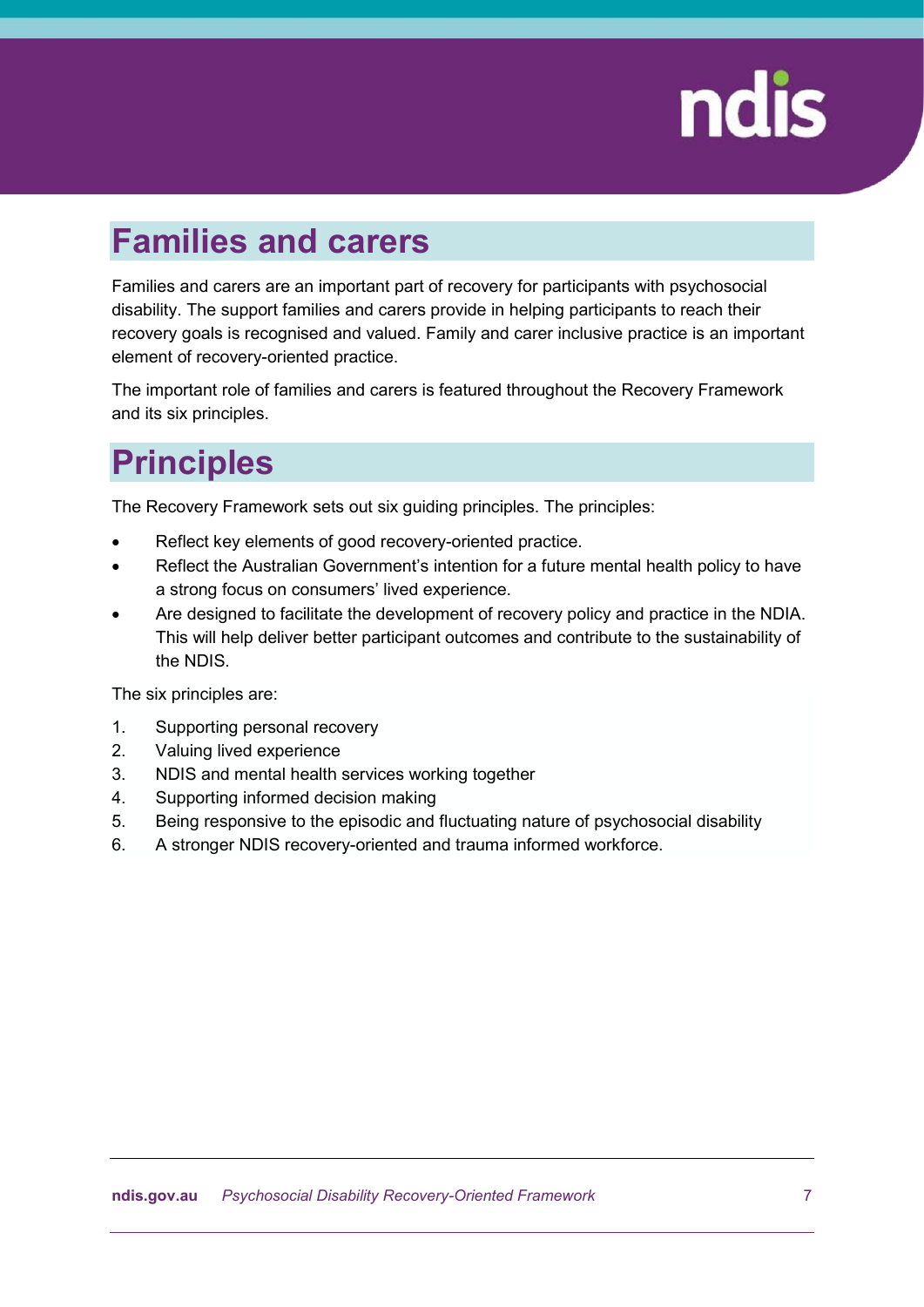## Families and carers

Families and carers are an important part of recovery for participants with psychosocial disability. The support families and carers provide in helping participants to reach their recovery goals is recognised and valued. Family and carer inclusive practice is an important element of recovery-oriented practice.

The important role of families and carers is featured throughout the Recovery Framework and its six principles.

## Principles

The Recovery Framework sets out six guiding principles. The principles:

- Reflect key elements of good recovery-oriented practice.
- Reflect the Australian Government's intention for a future mental health policy to have a strong focus on consumers' lived experience.
- Are designed to facilitate the development of recovery policy and practice in the NDIA. This will help deliver better participant outcomes and contribute to the sustainability of the NDIS.

The six principles are:

1. Supporting personal recovery
2. Valuing lived experience
3. NDIS and mental health services working together
4. Supporting informed decision making
5. Being responsive to the episodic and fluctuating nature of psychosocial disability
6. A stronger NDIS recovery-oriented and trauma informed workforce.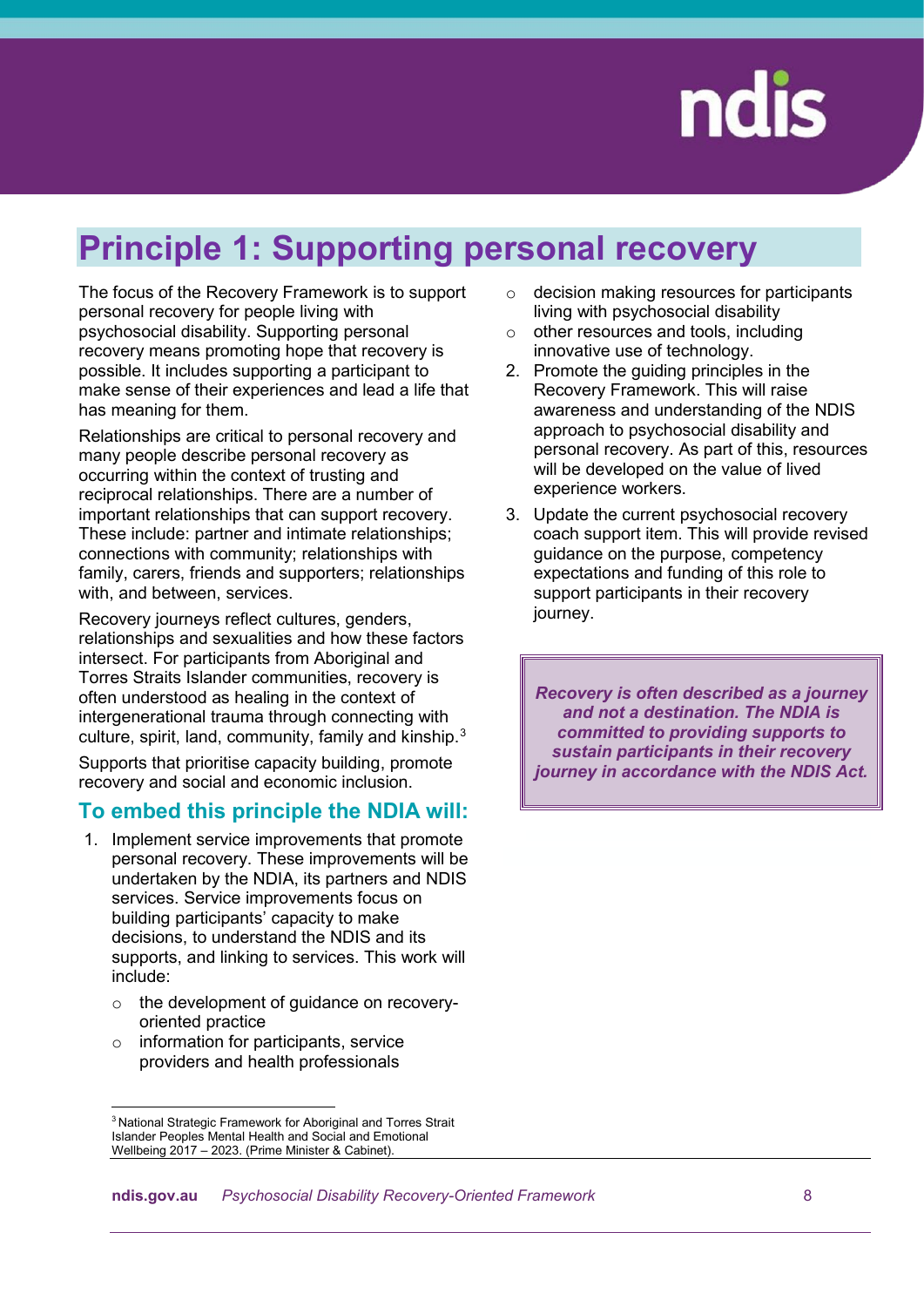# Principle 1: Supporting personal recovery

The focus of the Recovery Framework is to support personal recovery for people living with psychosocial disability. Supporting personal recovery means promoting hope that recovery is possible. It includes supporting a participant to make sense of their experiences and lead a life that has meaning for them.

Relationships are critical to personal recovery and many people describe personal recovery as occurring within the context of trusting and reciprocal relationships. There are a number of important relationships that can support recovery. These include: partner and intimate relationships; connections with community; relationships with family, carers, friends and supporters; relationships with, and between, services.

Recovery journeys reflect cultures, genders, relationships and sexualities and how these factors intersect. For participants from Aboriginal and Torres Straits Islander communities, recovery is often understood as healing in the context of intergenerational trauma through connecting with culture, spirit, land, community, family and kinship.[3]

Supports that prioritise capacity building, promote recovery and social and economic inclusion.

## To embed this principle the NDIA will:

1. Implement service improvements that promote personal recovery. These improvements will be undertaken by the NDIA, its partners and NDIS services. Service improvements focus on building participants' capacity to make decisions, to understand the NDIS and its supports, and linking to services. This work will include:
   - the development of guidance on recovery-oriented practice
   - information for participants, service providers and health professionals
   - decision making resources for participants living with psychosocial disability
   - other resources and tools, including innovative use of technology.
2. Promote the guiding principles in the Recovery Framework. This will raise awareness and understanding of the NDIS approach to psychosocial disability and personal recovery. As part of this, resources will be developed on the value of lived experience workers.
3. Update the current psychosocial recovery coach support item. This will provide revised guidance on the purpose, competency expectations and funding of this role to support participants in their recovery journey.

> ***Recovery is often described as a journey and not a destination. The NDIA is committed to providing supports to sustain participants in their recovery journey in accordance with the NDIS Act.***

[3] National Strategic Framework for Aboriginal and Torres Strait Islander Peoples Mental Health and Social and Emotional Wellbeing 2017 – 2023. (Prime Minister & Cabinet).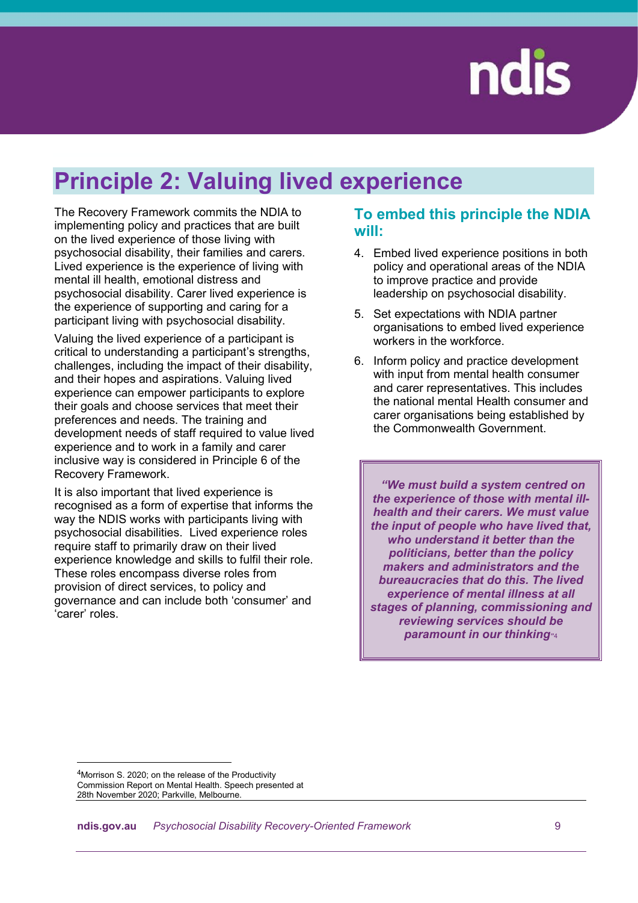# Principle 2: Valuing lived experience

The Recovery Framework commits the NDIA to implementing policy and practices that are built on the lived experience of those living with psychosocial disability, their families and carers. Lived experience is the experience of living with mental ill health, emotional distress and psychosocial disability. Carer lived experience is the experience of supporting and caring for a participant living with psychosocial disability.

Valuing the lived experience of a participant is critical to understanding a participant's strengths, challenges, including the impact of their disability, and their hopes and aspirations. Valuing lived experience can empower participants to explore their goals and choose services that meet their preferences and needs. The training and development needs of staff required to value lived experience and to work in a family and carer inclusive way is considered in Principle 6 of the Recovery Framework.

It is also important that lived experience is recognised as a form of expertise that informs the way the NDIS works with participants living with psychosocial disabilities. Lived experience roles require staff to primarily draw on their lived experience knowledge and skills to fulfil their role. These roles encompass diverse roles from provision of direct services, to policy and governance and can include both 'consumer' and 'carer' roles.

## To embed this principle the NDIA will:

4. Embed lived experience positions in both policy and operational areas of the NDIA to improve practice and provide leadership on psychosocial disability.
5. Set expectations with NDIA partner organisations to embed lived experience workers in the workforce.
6. Inform policy and practice development with input from mental health consumer and carer representatives. This includes the national mental Health consumer and carer organisations being established by the Commonwealth Government.

> ***"We must build a system centred on the experience of those with mental ill-health and their carers. We must value the input of people who have lived that, who understand it better than the politicians, better than the policy makers and administrators and the bureaucracies that do this. The lived experience of mental illness at all stages of planning, commissioning and reviewing services should be paramount in our thinking"***[4]

[4] Morrison S. 2020; on the release of the Productivity Commission Report on Mental Health. Speech presented at 28th November 2020; Parkville, Melbourne.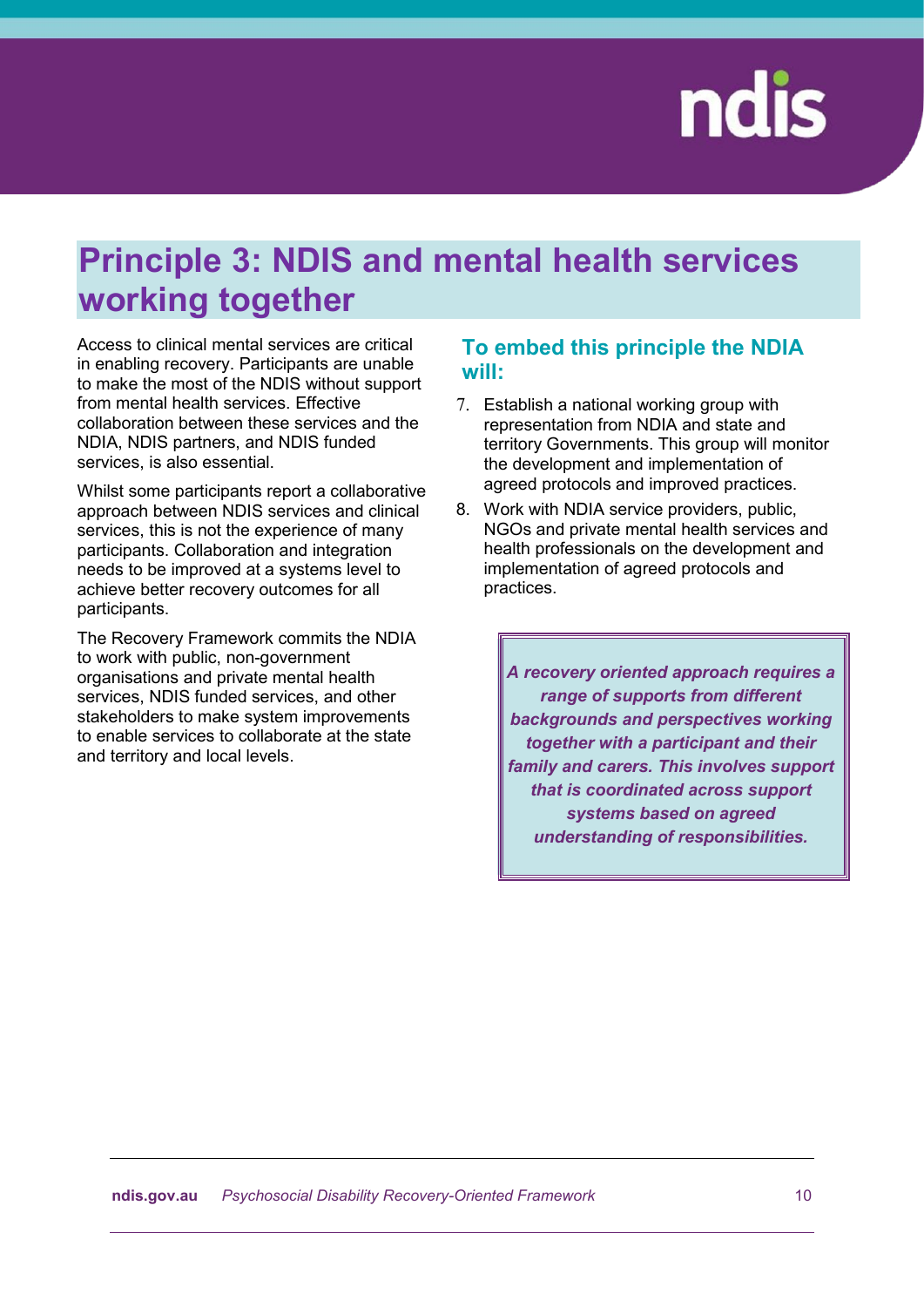# Principle 3: NDIS and mental health services working together

Access to clinical mental services are critical in enabling recovery. Participants are unable to make the most of the NDIS without support from mental health services. Effective collaboration between these services and the NDIA, NDIS partners, and NDIS funded services, is also essential.

Whilst some participants report a collaborative approach between NDIS services and clinical services, this is not the experience of many participants. Collaboration and integration needs to be improved at a systems level to achieve better recovery outcomes for all participants.

The Recovery Framework commits the NDIA to work with public, non-government organisations and private mental health services, NDIS funded services, and other stakeholders to make system improvements to enable services to collaborate at the state and territory and local levels.

## To embed this principle the NDIA will:

7. Establish a national working group with representation from NDIA and state and territory Governments. This group will monitor the development and implementation of agreed protocols and improved practices.
8. Work with NDIA service providers, public, NGOs and private mental health services and health professionals on the development and implementation of agreed protocols and practices.

> ***A recovery oriented approach requires a range of supports from different backgrounds and perspectives working together with a participant and their family and carers. This involves support that is coordinated across support systems based on agreed understanding of responsibilities.***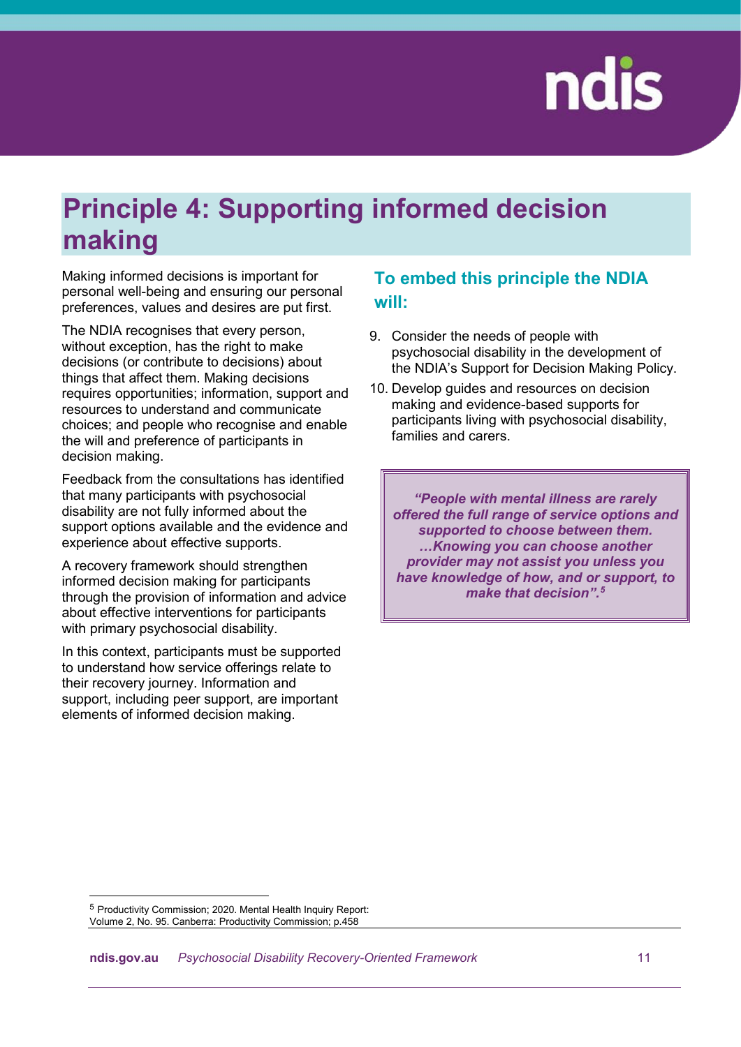# Principle 4: Supporting informed decision making

Making informed decisions is important for personal well-being and ensuring our personal preferences, values and desires are put first.

The NDIA recognises that every person, without exception, has the right to make decisions (or contribute to decisions) about things that affect them. Making decisions requires opportunities; information, support and resources to understand and communicate choices; and people who recognise and enable the will and preference of participants in decision making.

Feedback from the consultations has identified that many participants with psychosocial disability are not fully informed about the support options available and the evidence and experience about effective supports.

A recovery framework should strengthen informed decision making for participants through the provision of information and advice about effective interventions for participants with primary psychosocial disability.

In this context, participants must be supported to understand how service offerings relate to their recovery journey. Information and support, including peer support, are important elements of informed decision making.

## To embed this principle the NDIA will:

9. Consider the needs of people with psychosocial disability in the development of the NDIA's Support for Decision Making Policy.
10. Develop guides and resources on decision making and evidence-based supports for participants living with psychosocial disability, families and carers.

> ***"People with mental illness are rarely offered the full range of service options and supported to choose between them. …Knowing you can choose another provider may not assist you unless you have knowledge of how, and or support, to make that decision".[5]***

[5] Productivity Commission; 2020. Mental Health Inquiry Report: Volume 2, No. 95. Canberra: Productivity Commission; p.458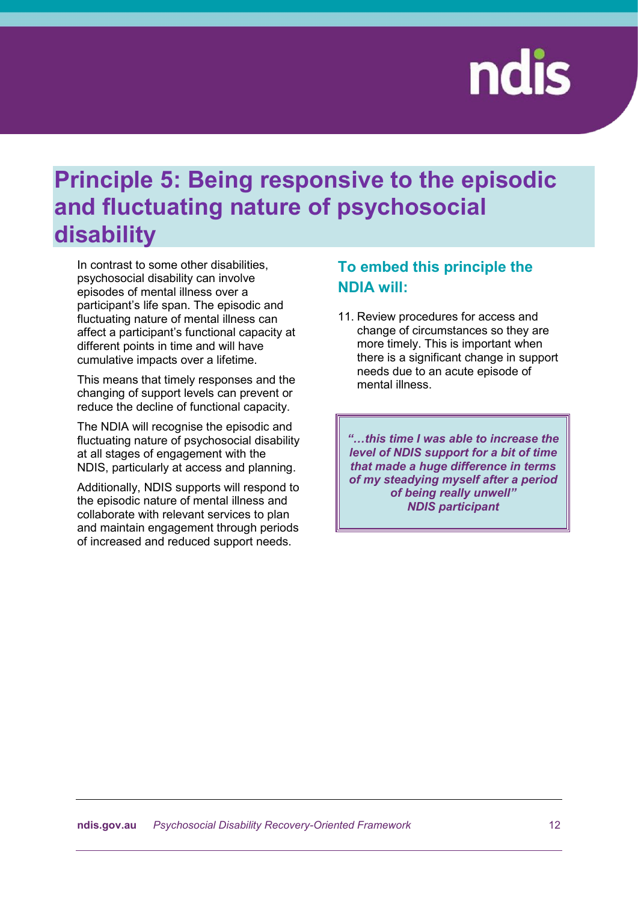# Principle 5: Being responsive to the episodic and fluctuating nature of psychosocial disability

In contrast to some other disabilities, psychosocial disability can involve episodes of mental illness over a participant's life span. The episodic and fluctuating nature of mental illness can affect a participant's functional capacity at different points in time and will have cumulative impacts over a lifetime.

This means that timely responses and the changing of support levels can prevent or reduce the decline of functional capacity.

The NDIA will recognise the episodic and fluctuating nature of psychosocial disability at all stages of engagement with the NDIS, particularly at access and planning.

Additionally, NDIS supports will respond to the episodic nature of mental illness and collaborate with relevant services to plan and maintain engagement through periods of increased and reduced support needs.

## To embed this principle the NDIA will:

11. Review procedures for access and change of circumstances so they are more timely. This is important when there is a significant change in support needs due to an acute episode of mental illness.

> ***"…this time I was able to increase the level of NDIS support for a bit of time that made a huge difference in terms of my steadying myself after a period of being really unwell"***
> ***NDIS participant***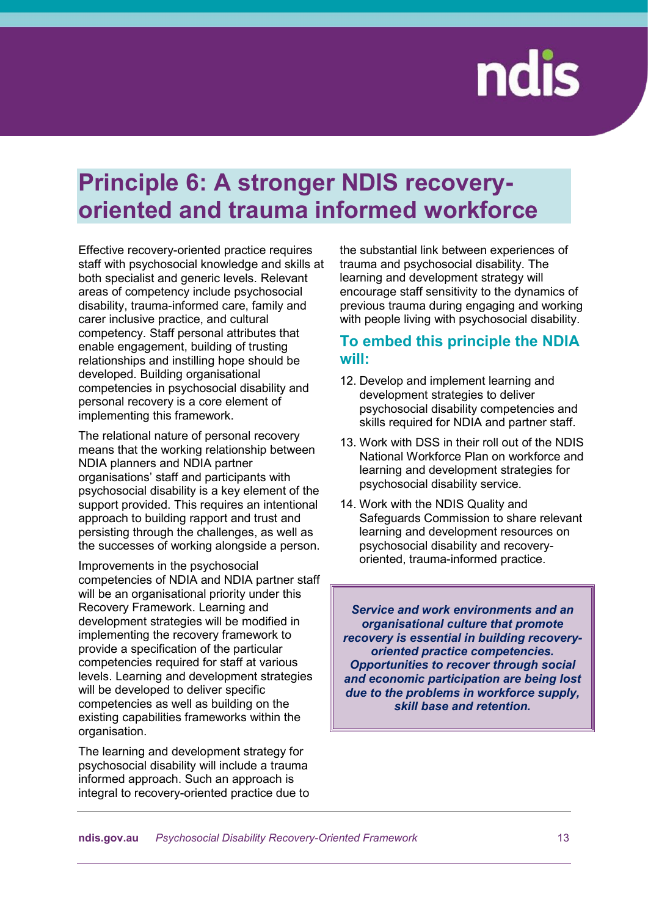# Principle 6: A stronger NDIS recovery-oriented and trauma informed workforce

Effective recovery-oriented practice requires staff with psychosocial knowledge and skills at both specialist and generic levels. Relevant areas of competency include psychosocial disability, trauma-informed care, family and carer inclusive practice, and cultural competency. Staff personal attributes that enable engagement, building of trusting relationships and instilling hope should be developed. Building organisational competencies in psychosocial disability and personal recovery is a core element of implementing this framework.

The relational nature of personal recovery means that the working relationship between NDIA planners and NDIA partner organisations' staff and participants with psychosocial disability is a key element of the support provided. This requires an intentional approach to building rapport and trust and persisting through the challenges, as well as the successes of working alongside a person.

Improvements in the psychosocial competencies of NDIA and NDIA partner staff will be an organisational priority under this Recovery Framework. Learning and development strategies will be modified in implementing the recovery framework to provide a specification of the particular competencies required for staff at various levels. Learning and development strategies will be developed to deliver specific competencies as well as building on the existing capabilities frameworks within the organisation.

The learning and development strategy for psychosocial disability will include a trauma informed approach. Such an approach is integral to recovery-oriented practice due to the substantial link between experiences of trauma and psychosocial disability. The learning and development strategy will encourage staff sensitivity to the dynamics of previous trauma during engaging and working with people living with psychosocial disability.

## To embed this principle the NDIA will:

12. Develop and implement learning and development strategies to deliver psychosocial disability competencies and skills required for NDIA and partner staff.
13. Work with DSS in their roll out of the NDIS National Workforce Plan on workforce and learning and development strategies for psychosocial disability service.
14. Work with the NDIS Quality and Safeguards Commission to share relevant learning and development resources on psychosocial disability and recovery-oriented, trauma-informed practice.

***Service and work environments and an organisational culture that promote recovery is essential in building recovery-oriented practice competencies. Opportunities to recover through social and economic participation are being lost due to the problems in workforce supply, skill base and retention.***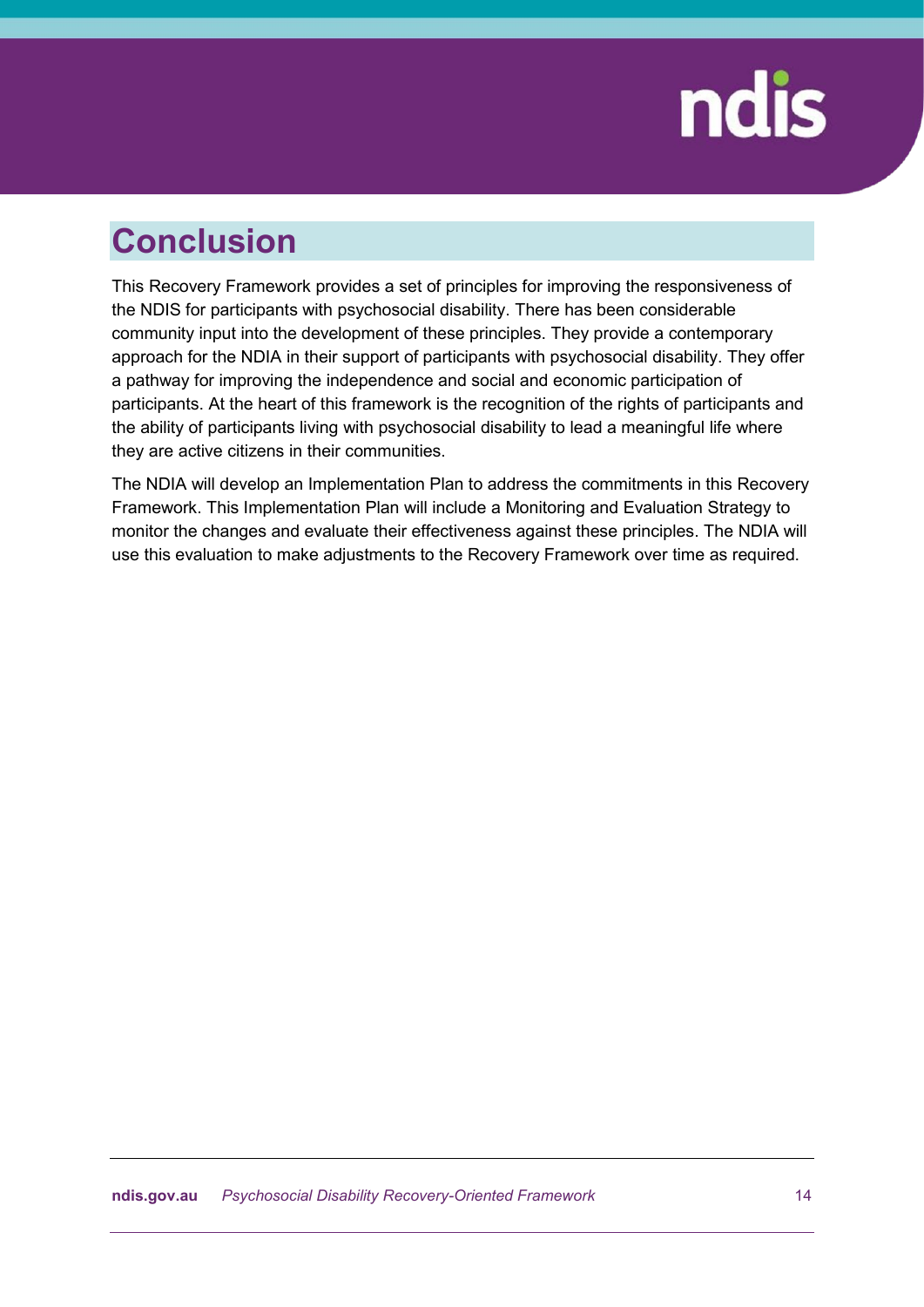# Conclusion

This Recovery Framework provides a set of principles for improving the responsiveness of the NDIS for participants with psychosocial disability. There has been considerable community input into the development of these principles. They provide a contemporary approach for the NDIA in their support of participants with psychosocial disability. They offer a pathway for improving the independence and social and economic participation of participants. At the heart of this framework is the recognition of the rights of participants and the ability of participants living with psychosocial disability to lead a meaningful life where they are active citizens in their communities.

The NDIA will develop an Implementation Plan to address the commitments in this Recovery Framework. This Implementation Plan will include a Monitoring and Evaluation Strategy to monitor the changes and evaluate their effectiveness against these principles. The NDIA will use this evaluation to make adjustments to the Recovery Framework over time as required.